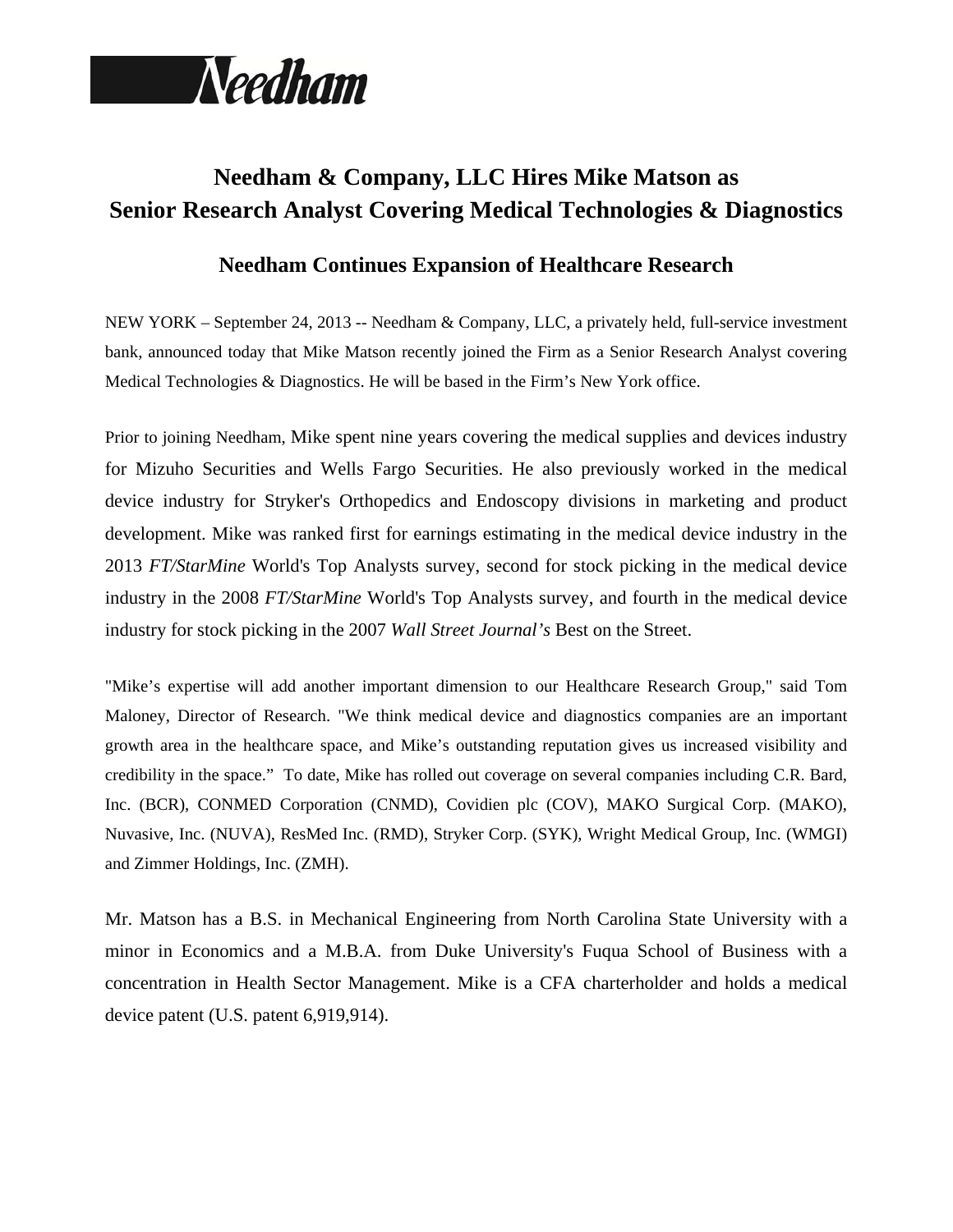Needham

# Needham & Company, LLC Hires Mike Matson as Senior Research Analyst Covering Medical Technologies & Diagnostics

## Needham Continues Expansion of Healthcare Research

NEW YORK – September 24, 2013 -- Needham & Company, LLC, a privately held, full-service investment bank, announced today that Mike Matson recently joined the Firm as a Senior Research Analyst covering Medical Technologies & Diagnostics. He will be based in the Firm's New York office.

Prior to joining Needham, Mike spent nine years covering the medical supplies and devices industry for Mizuho Securities and Wells Fargo Securities. He also previously worked in the medical device industry for Stryker's Orthopedics and Endoscopy divisions in marketing and product development. Mike was ranked first for earnings estimating in the medical device industry in the 2013 *FT/StarMine* World's Top Analysts survey, second for stock picking in the medical device industry in the 2008 *FT/StarMine* World's Top Analysts survey, and fourth in the medical device industry for stock picking in the 2007 *Wall Street Journal's* Best on the Street.

"Mike's expertise will add another important dimension to our Healthcare Research Group," said Tom Maloney, Director of Research. "We think medical device and diagnostics companies are an important growth area in the healthcare space, and Mike's outstanding reputation gives us increased visibility and credibility in the space." To date, Mike has rolled out coverage on several companies including C.R. Bard, Inc. (BCR), CONMED Corporation (CNMD), Covidien plc (COV), MAKO Surgical Corp. (MAKO), Nuvasive, Inc. (NUVA), ResMed Inc. (RMD), Stryker Corp. (SYK), Wright Medical Group, Inc. (WMGI) and Zimmer Holdings, Inc. (ZMH).

Mr. Matson has a B.S. in Mechanical Engineering from North Carolina State University with a minor in Economics and a M.B.A. from Duke University's Fuqua School of Business with a concentration in Health Sector Management. Mike is a CFA charterholder and holds a medical device patent (U.S. patent 6,919,914).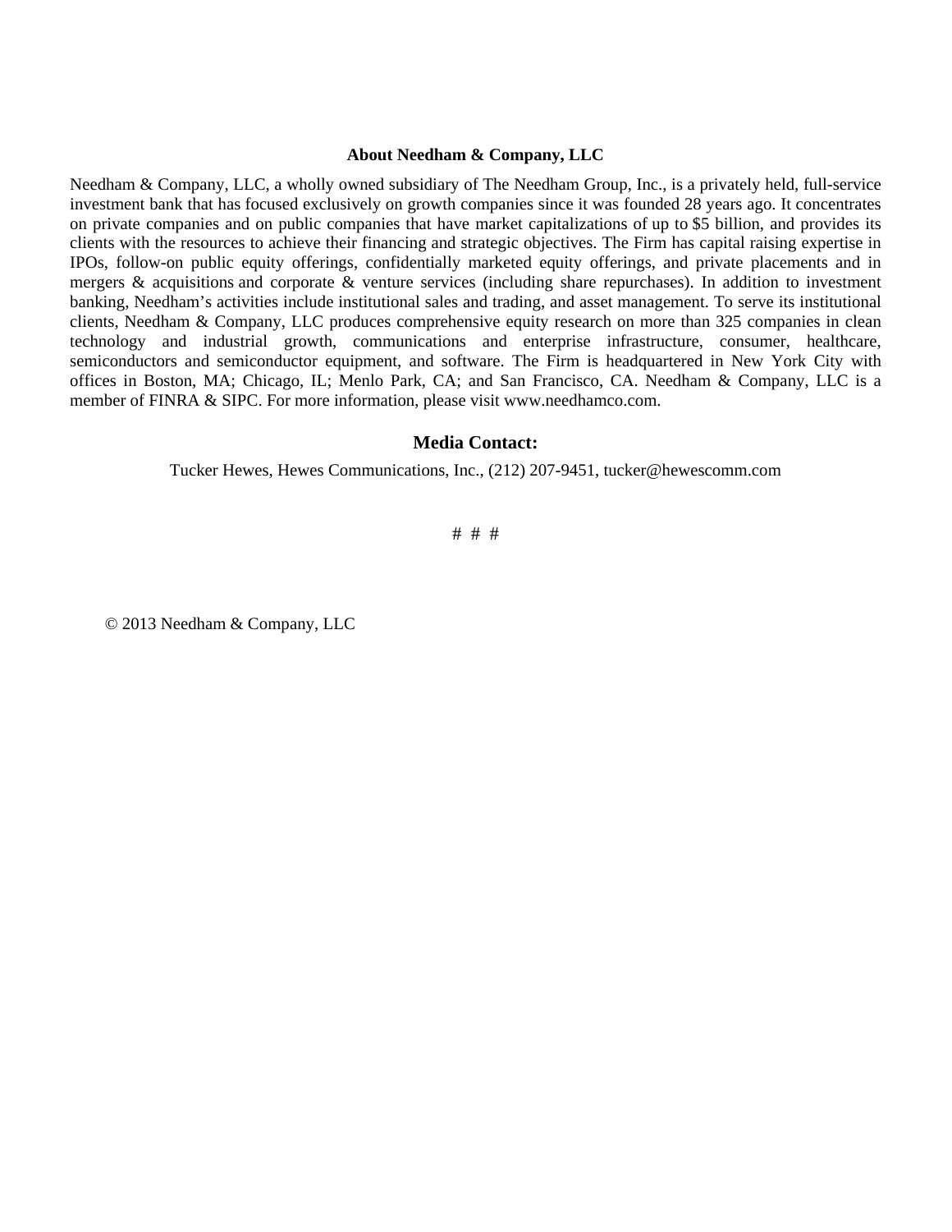**About Needham & Company, LLC**

Needham & Company, LLC, a wholly owned subsidiary of The Needham Group, Inc., is a privately held, full-service investment bank that has focused exclusively on growth companies since it was founded 28 years ago. It concentrates on private companies and on public companies that have market capitalizations of up to $5 billion, and provides its clients with the resources to achieve their financing and strategic objectives. The Firm has capital raising expertise in IPOs, follow-on public equity offerings, confidentially marketed equity offerings, and private placements and in mergers & acquisitions and corporate & venture services (including share repurchases). In addition to investment banking, Needham's activities include institutional sales and trading, and asset management. To serve its institutional clients, Needham & Company, LLC produces comprehensive equity research on more than 325 companies in clean technology and industrial growth, communications and enterprise infrastructure, consumer, healthcare, semiconductors and semiconductor equipment, and software. The Firm is headquartered in New York City with offices in Boston, MA; Chicago, IL; Menlo Park, CA; and San Francisco, CA. Needham & Company, LLC is a member of FINRA & SIPC. For more information, please visit www.needhamco.com.

**Media Contact:**

Tucker Hewes, Hewes Communications, Inc., (212) 207-9451, tucker@hewescomm.com

# # #

© 2013 Needham & Company, LLC